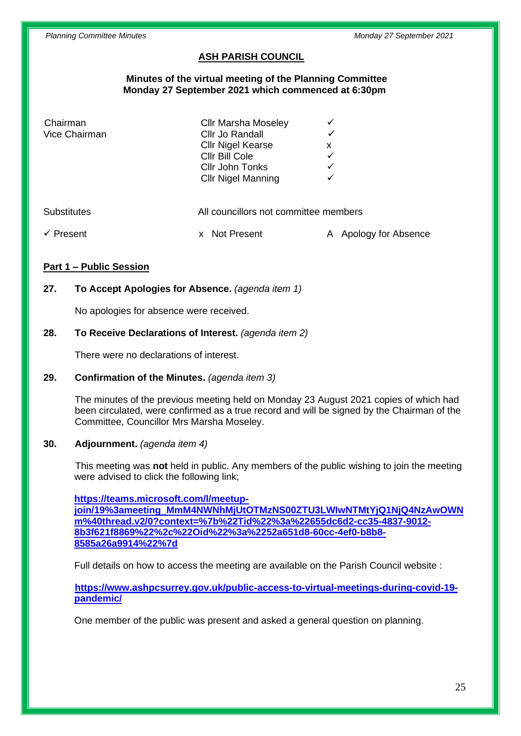## ASH PARISH COUNCIL

**Minutes of the virtual meeting of the Planning Committee**
**Monday 27 September 2021 which commenced at 6:30pm**

| | | |
|---|---|---|
| Chairman | Cllr Marsha Moseley | ✓ |
| Vice Chairman | Cllr Jo Randall | ✓ |
| | Cllr Nigel Kearse | x |
| | Cllr Bill Cole | ✓ |
| | Cllr John Tonks | ✓ |
| | Cllr Nigel Manning | ✓ |

Substitutes — All councillors not committee members

✓ Present — x Not Present — A Apology for Absence

### Part 1 – Public Session

**27. To Accept Apologies for Absence.** *(agenda item 1)*

No apologies for absence were received.

**28. To Receive Declarations of Interest.** *(agenda item 2)*

There were no declarations of interest.

**29. Confirmation of the Minutes.** *(agenda item 3)*

The minutes of the previous meeting held on Monday 23 August 2021 copies of which had been circulated, were confirmed as a true record and will be signed by the Chairman of the Committee, Councillor Mrs Marsha Moseley.

**30. Adjournment.** *(agenda item 4)*

This meeting was **not** held in public. Any members of the public wishing to join the meeting were advised to click the following link;

**https://teams.microsoft.com/l/meetup-join/19%3ameeting_MmM4NWNhMjUtOTMzNS00ZTU3LWIwNTMtYjQ1NjQ4NzAwOWNm%40thread.v2/0?context=%7b%22Tid%22%3a%22655dc6d2-cc35-4837-9012-8b3f621f8869%22%2c%22Oid%22%3a%2252a651d8-60cc-4ef0-b8b8-8585a26a9914%22%7d**

Full details on how to access the meeting are available on the Parish Council website :

**https://www.ashpcsurrey.gov.uk/public-access-to-virtual-meetings-during-covid-19-pandemic/**

One member of the public was present and asked a general question on planning.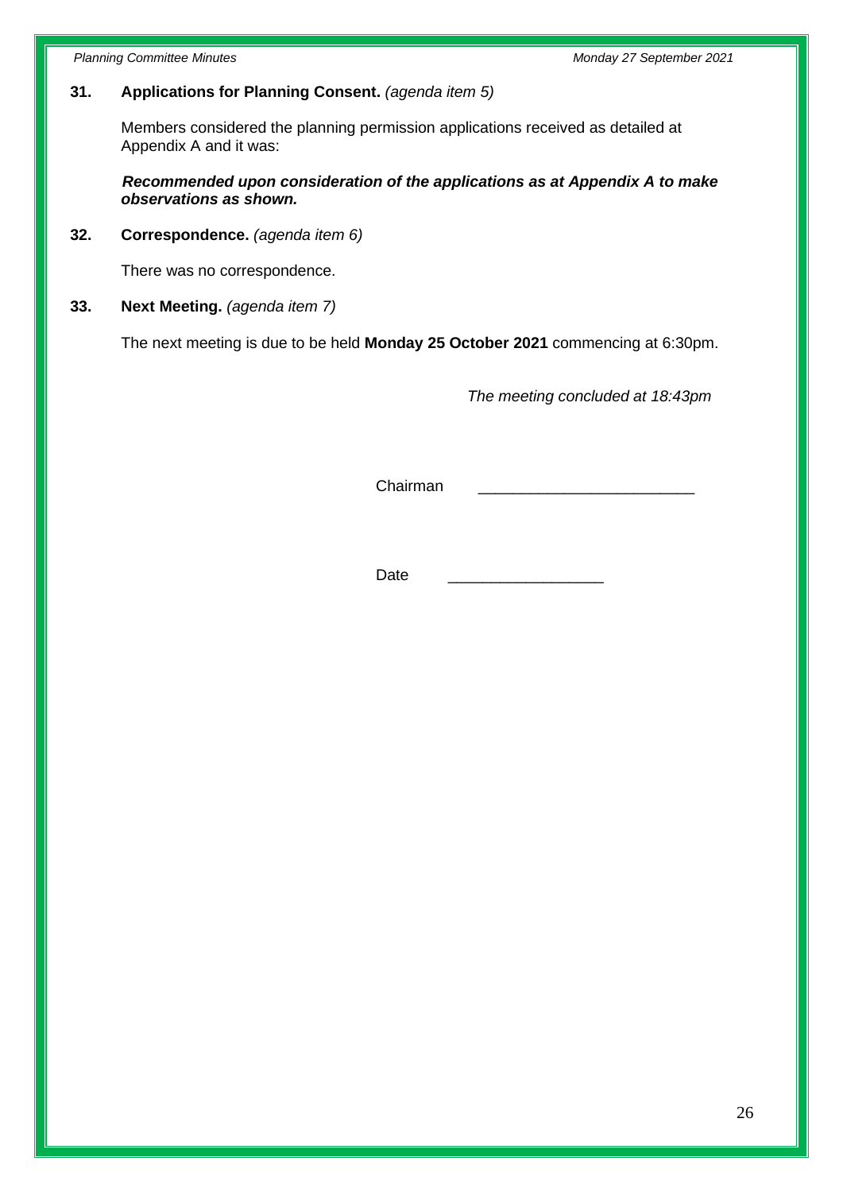**31. Applications for Planning Consent.** *(agenda item 5)*

Members considered the planning permission applications received as detailed at Appendix A and it was:

***Recommended upon consideration of the applications as at Appendix A to make observations as shown.***

**32. Correspondence.** *(agenda item 6)*

There was no correspondence.

**33. Next Meeting.** *(agenda item 7)*

The next meeting is due to be held **Monday 25 October 2021** commencing at 6:30pm.

*The meeting concluded at 18:43pm*

Chairman _________________________

Date __________________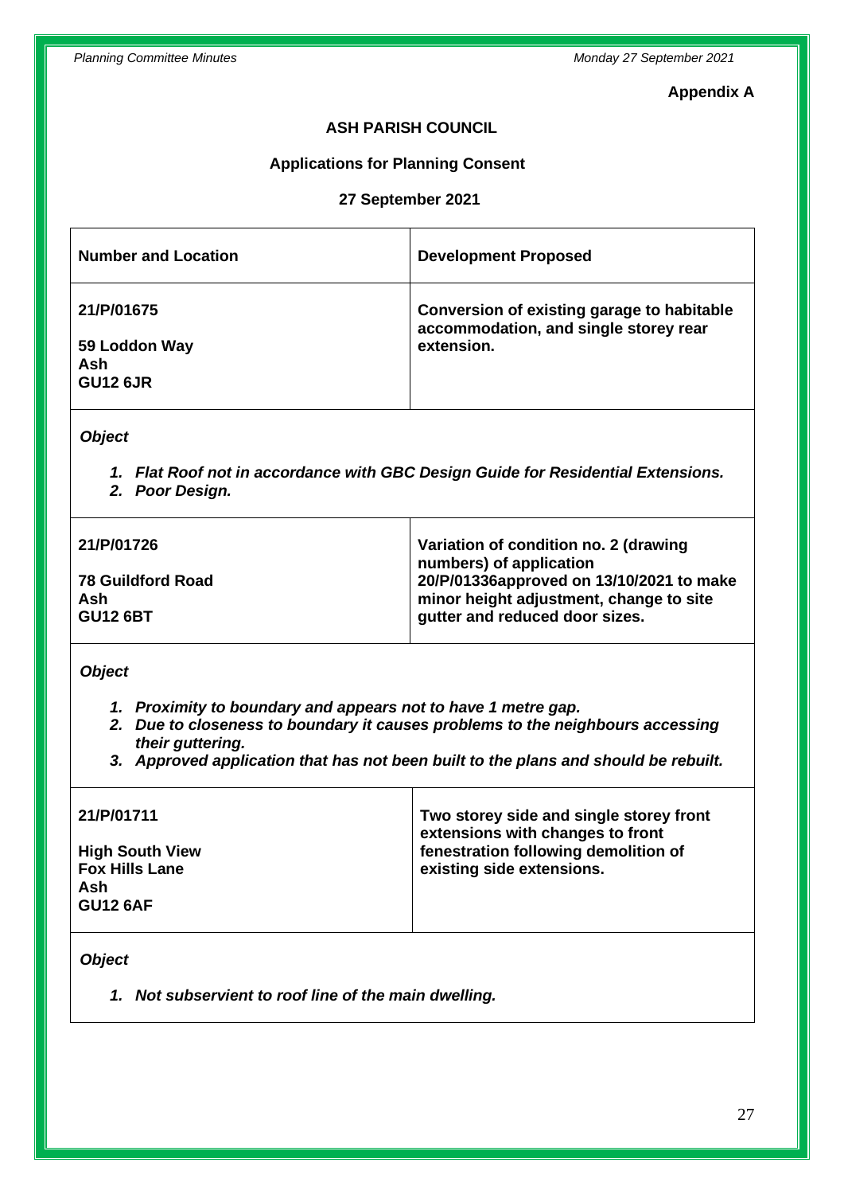**Appendix A**

**ASH PARISH COUNCIL**

**Applications for Planning Consent**

**27 September 2021**

| **Number and Location** | **Development Proposed** |
|---|---|
| **21/P/01675**<br><br>**59 Loddon Way**<br>**Ash**<br>**GU12 6JR** | **Conversion of existing garage to habitable accommodation, and single storey rear extension.** |

***Object***

1. ***Flat Roof not in accordance with GBC Design Guide for Residential Extensions.***
2. ***Poor Design.***

| **Number and Location** | **Development Proposed** |
|---|---|
| **21/P/01726**<br><br>**78 Guildford Road**<br>**Ash**<br>**GU12 6BT** | **Variation of condition no. 2 (drawing numbers) of application 20/P/01336approved on 13/10/2021 to make minor height adjustment, change to site gutter and reduced door sizes.** |

***Object***

1. ***Proximity to boundary and appears not to have 1 metre gap.***
2. ***Due to closeness to boundary it causes problems to the neighbours accessing their guttering.***
3. ***Approved application that has not been built to the plans and should be rebuilt.***

| **Number and Location** | **Development Proposed** |
|---|---|
| **21/P/01711**<br><br>**High South View**<br>**Fox Hills Lane**<br>**Ash**<br>**GU12 6AF** | **Two storey side and single storey front extensions with changes to front fenestration following demolition of existing side extensions.** |

***Object***

1. ***Not subservient to roof line of the main dwelling.***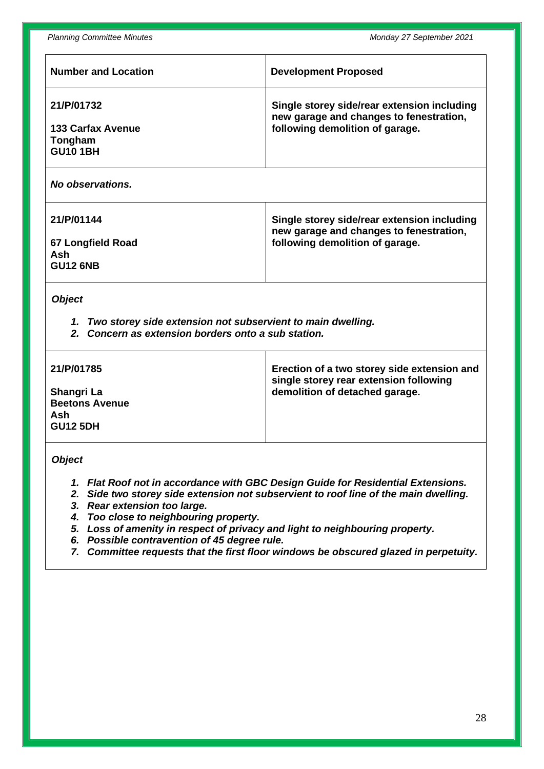| Number and Location | Development Proposed |
|---|---|
| **21/P/01732**<br><br>**133 Carfax Avenue**<br>**Tongham**<br>**GU10 1BH** | **Single storey side/rear extension including new garage and changes to fenestration, following demolition of garage.** |

***No observations.***

| Number and Location | Development Proposed |
|---|---|
| **21/P/01144**<br><br>**67 Longfield Road**<br>**Ash**<br>**GU12 6NB** | **Single storey side/rear extension including new garage and changes to fenestration, following demolition of garage.** |

***Object***

1. ***Two storey side extension not subservient to main dwelling.***
2. ***Concern as extension borders onto a sub station.***

| Number and Location | Development Proposed |
|---|---|
| **21/P/01785**<br><br>**Shangri La**<br>**Beetons Avenue**<br>**Ash**<br>**GU12 5DH** | **Erection of a two storey side extension and single storey rear extension following demolition of detached garage.** |

***Object***

1. ***Flat Roof not in accordance with GBC Design Guide for Residential Extensions.***
2. ***Side two storey side extension not subservient to roof line of the main dwelling.***
3. ***Rear extension too large.***
4. ***Too close to neighbouring property.***
5. ***Loss of amenity in respect of privacy and light to neighbouring property.***
6. ***Possible contravention of 45 degree rule.***
7. ***Committee requests that the first floor windows be obscured glazed in perpetuity.***